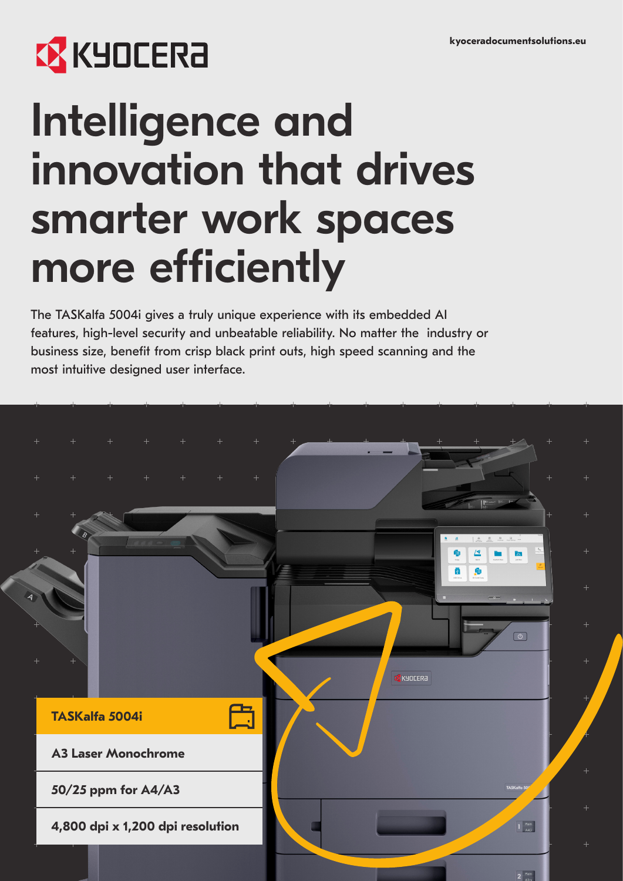# Intelligence and innovation that drives smarter work spaces more efficiently

The TASKalfa 5004i gives a truly unique experience with its embedded AI features, high-level security and unbeatable reliability. No matter the industry or business size, benefit from crisp black print outs, high speed scanning and the most intuitive designed user interface.

**TASKalfa 5004i**

**A3 Laser Monochrome**

**50/25 ppm for A4/A3**

**4,800 dpi x 1,200 dpi resolution**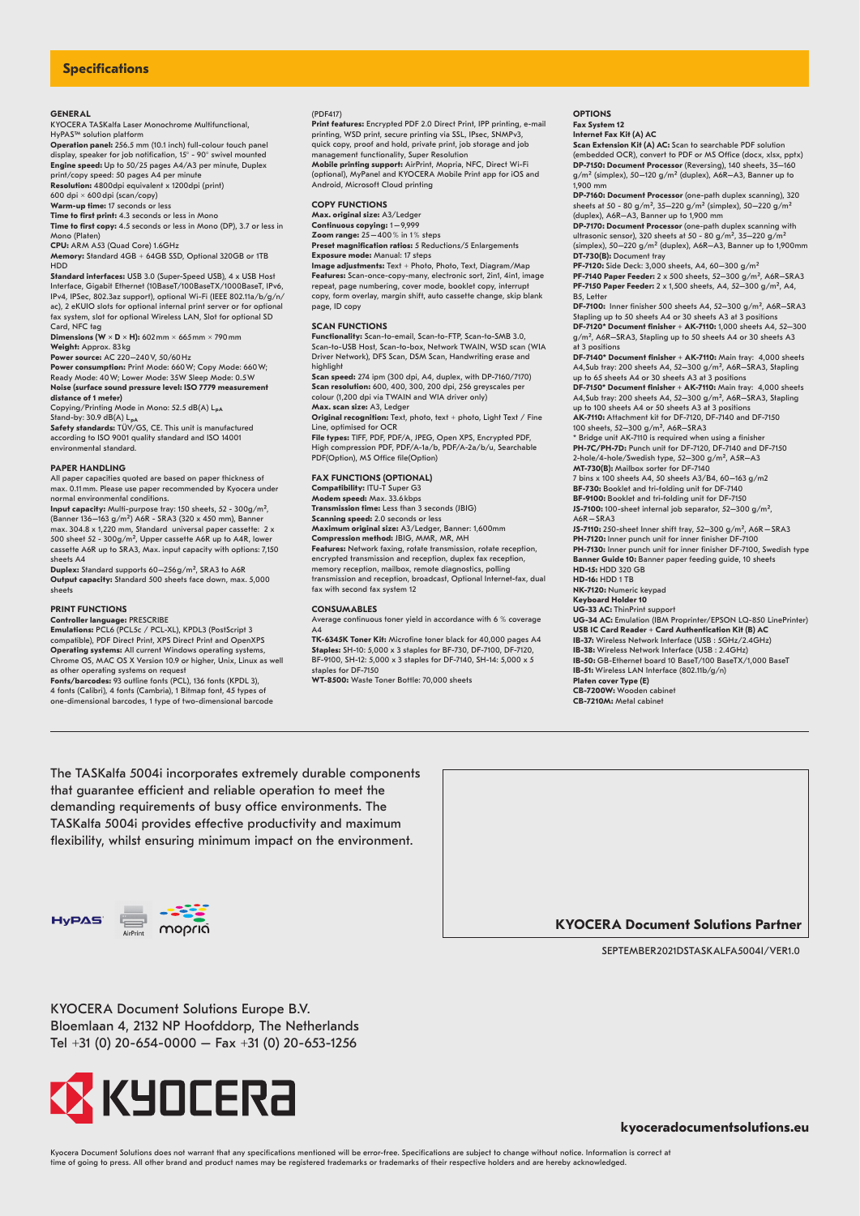## Specifications

### GENERAL

KYOCERA TASKalfa Laser Monochrome Multifunctional, HyPAS™ solution platform

**Operation panel:** 256.5 mm (10.1 inch) full-colour touch panel display, speaker for job notification, 15° - 90° swivel mounted

**Engine speed:** Up to 50/25 pages A4/A3 per minute, Duplex print/copy speed: 50 pages A4 per minute

**Resolution:** 4800dpi equivalent x 1200dpi (print) 600 dpi × 600 dpi (scan/copy)

**Warm-up time:** 17 seconds or less

**Time to first print:** 4.3 seconds or less in Mono

**Time to first copy:** 4.5 seconds or less in Mono (DP), 3.7 or less in Mono (Platen)

**CPU:** ARM A53 (Quad Core) 1.6GHz

**Memory:** Standard 4GB + 64GB SSD, Optional 320GB or 1TB HDD

**Standard interfaces:** USB 3.0 (Super-Speed USB), 4 x USB Host Interface, Gigabit Ethernet (10BaseT/100BaseTX/1000BaseT, IPv6, IPv4, IPSec, 802.3az support), optional Wi-Fi (IEEE 802.11a/b/g/n/ac), 2 eKUIO slots for optional internal print server or for optional fax system, slot for optional Wireless LAN, Slot for optional SD Card, NFC tag

**Dimensions (W × D × H):** 602 mm × 665 mm × 790 mm

**Weight:** Approx. 83 kg

**Power source:** AC 220–240 V, 50/60 Hz

**Power consumption:** Print Mode: 660 W; Copy Mode: 660 W; Ready Mode: 40 W; Lower Mode: 35W Sleep Mode: 0.5 W

**Noise (surface sound pressure level: ISO 7779 measurement distance of 1 meter)**

Copying/Printing Mode in Mono: 52.5 dB(A) $L_{pA}$

Stand-by: 30.9 dB(A) $L_{pA}$

**Safety standards:** TÜV/GS, CE. This unit is manufactured according to ISO 9001 quality standard and ISO 14001 environmental standard.

### PAPER HANDLING

All paper capacities quoted are based on paper thickness of max. 0.11 mm. Please use paper recommended by Kyocera under normal environmental conditions.

**Input capacity:** Multi-purpose tray: 150 sheets, 52 - 300g/m², (Banner 136–163 g/m²) A6R - SRA3 (320 x 450 mm), Banner max. 304.8 x 1,220 mm, Standard universal paper cassette: 2 x 500 sheet 52 - 300g/m², Upper cassette A6R up to A4R, lower cassette A6R up to SRA3, Max. input capacity with options: 7,150 sheets A4

**Duplex:** Standard supports 60–256 g/m², SRA3 to A6R

**Output capacity:** Standard 500 sheets face down, max. 5,000 sheets

### PRINT FUNCTIONS

**Controller language:** PRESCRIBE

**Emulations:** PCL6 (PCL5c / PCL-XL), KPDL3 (PostScript 3 compatible), PDF Direct Print, XPS Direct Print and OpenXPS

**Operating systems:** All current Windows operating systems, Chrome OS, MAC OS X Version 10.9 or higher, Unix, Linux as well as other operating systems on request

**Fonts/barcodes:** 93 outline fonts (PCL), 136 fonts (KPDL 3), 4 fonts (Calibri), 4 fonts (Cambria), 1 Bitmap font, 45 types of one-dimensional barcodes, 1 type of two-dimensional barcode (PDF417)

**Print features:** Encrypted PDF 2.0 Direct Print, IPP printing, e-mail printing, WSD print, secure printing via SSL, IPsec, SNMPv3, quick copy, proof and hold, private print, job storage and job management functionality, Super Resolution

**Mobile printing support:** AirPrint, Mopria, NFC, Direct Wi-Fi (optional), MyPanel and KYOCERA Mobile Print app for iOS and Android, Microsoft Cloud printing

### COPY FUNCTIONS

**Max. original size:** A3/Ledger

**Continuous copying:** 1–9,999

**Zoom range:** 25–400 % in 1 % steps

**Preset magnification ratios:** 5 Reductions/5 Enlargements

**Exposure mode:** Manual: 17 steps

**Image adjustments:** Text + Photo, Photo, Text, Diagram/Map

**Features:** Scan-once-copy-many, electronic sort, 2in1, 4in1, image repeat, page numbering, cover mode, booklet copy, interrupt copy, form overlay, margin shift, auto cassette change, skip blank page, ID copy

### SCAN FUNCTIONS

**Functionality:** Scan-to-email, Scan-to-FTP, Scan-to-SMB 3.0, Scan-to-USB Host, Scan-to-box, Network TWAIN, WSD scan (WIA Driver Network), DFS Scan, DSM Scan, Handwriting erase and highlight

**Scan speed:** 274 ipm (300 dpi, A4, duplex, with DP-7160/7170)

**Scan resolution:** 600, 400, 300, 200 dpi, 256 greyscales per colour (1,200 dpi via TWAIN and WIA driver only)

**Max. scan size:** A3, Ledger

**Original recognition:** Text, photo, text + photo, Light Text / Fine Line, optimised for OCR

**File types:** TIFF, PDF, PDF/A, JPEG, Open XPS, Encrypted PDF, High compression PDF, PDF/A-1a/b, PDF/A-2a/b/u, Searchable PDF(Option), MS Office file(Option)

### FAX FUNCTIONS (OPTIONAL)

**Compatibility:** ITU-T Super G3

**Modem speed:** Max. 33.6 kbps

**Transmission time:** Less than 3 seconds (JBIG)

**Scanning speed:** 2.0 seconds or less

**Maximum original size:** A3/Ledger, Banner: 1,600mm

**Compression method:** JBIG, MMR, MR, MH

**Features:** Network faxing, rotate transmission, rotate reception, encrypted transmission and reception, duplex fax reception, memory reception, mailbox, remote diagnostics, polling transmission and reception, broadcast, Optional Internet-fax, dual fax with second fax system 12

### CONSUMABLES

Average continuous toner yield in accordance with 6 % coverage A4

**TK-6345K Toner Kit:** Microfine toner black for 40,000 pages A4

**Staples:** SH-10: 5,000 x 3 staples for BF-730, DF-7100, DF-7120, BF-9100, SH-12: 5,000 x 3 staples for DF-7140, SH-14: 5,000 x 5 staples for DF-7150

**WT-8500:** Waste Toner Bottle: 70,000 sheets

### OPTIONS

**Fax System 12**

**Internet Fax Kit (A) AC**

**Scan Extension Kit (A) AC:** Scan to searchable PDF solution (embedded OCR), convert to PDF or MS Office (docx, xlsx, pptx)

**DP-7150: Document Processor** (Reversing), 140 sheets, 35–160 g/m² (simplex), 50–120 g/m² (duplex), A6R–A3, Banner up to 1,900 mm

**DP-7160: Document Processor** (one-path duplex scanning), 320 sheets at 50 - 80 g/m², 35–220 g/m² (simplex), 50–220 g/m² (duplex), A6R–A3, Banner up to 1,900 mm

**DP-7170: Document Processor** (one-path duplex scanning with ultrasonic sensor), 320 sheets at 50 - 80 g/m², 35–220 g/m² (simplex), 50–220 g/m² (duplex), A6R–A3, Banner up to 1,900mm

**DT-730(B):** Document tray

**PF-7120:** Side Deck: 3,000 sheets, A4, 60–300 g/m²

**PF-7140 Paper Feeder:** 2 x 500 sheets, 52–300 g/m², A6R–SRA3

**PF-7150 Paper Feeder:** 2 x 1,500 sheets, A4, 52–300 g/m², A4, B5, Letter

**DF-7100:** Inner finisher 500 sheets A4, 52–300 g/m², A6R–SRA3 Stapling up to 50 sheets A4 or 30 sheets A3 at 3 positions

**DF-7120\* Document finisher + AK-7110:** 1,000 sheets A4, 52–300 g/m², A6R–SRA3, Stapling up to 50 sheets A4 or 30 sheets A3 at 3 positions

**DF-7140\* Document finisher + AK-7110:** Main tray: 4,000 sheets A4,Sub tray: 200 sheets A4, 52–300 g/m², A6R–SRA3, Stapling up to 65 sheets A4 or 30 sheets A3 at 3 positions

**DF-7150\* Document finisher + AK-7110:** Main tray: 4,000 sheets A4,Sub tray: 200 sheets A4, 52–300 g/m², A6R–SRA3, Stapling up to 100 sheets A4 or 50 sheets A3 at 3 positions

**AK-7110:** Attachment kit for DF-7120, DF-7140 and DF-7150 100 sheets, 52–300 g/m², A6R–SRA3

\* Bridge unit AK-7110 is required when using a finisher

**PH-7C/PH-7D:** Punch unit for DF-7120, DF-7140 and DF-7150 2-hole/4-hole/Swedish type, 52–300 g/m², A5R–A3

**MT-730(B):** Mailbox sorter for DF-7140 7 bins x 100 sheets A4, 50 sheets A3/B4, 60–163 g/m2

**BF-730:** Booklet and tri-folding unit for DF-7140

**BF-9100:** Booklet and tri-folding unit for DF-7150

**JS-7100:** 100-sheet internal job separator, 52–300 g/m², A6R – SRA3

**JS-7110:** 250-sheet Inner shift tray, 52–300 g/m², A6R – SRA3

**PH-7120:** Inner punch unit for inner finisher DF-7100

**PH-7130:** Inner punch unit for inner finisher DF-7100, Swedish type

**Banner Guide 10:** Banner paper feeding guide, 10 sheets

**HD-15:** HDD 320 GB

**HD-16:** HDD 1 TB

**NK-7120:** Numeric keypad

**Keyboard Holder 10**

**UG-33 AC:** ThinPrint support

**UG-34 AC:** Emulation (IBM Proprinter/EPSON LQ-850 LinePrinter)

**USB IC Card Reader + Card Authentication Kit (B) AC**

**IB-37:** Wireless Network Interface (USB : 5GHz/2.4GHz)

**IB-38:** Wireless Network Interface (USB : 2.4GHz)

**IB-50:** GB-Ethernet board 10 BaseT/100 BaseTX/1,000 BaseT

**IB-51:** Wireless LAN Interface (802.11b/g/n)

**Platen cover Type (E)**

**CB-7200W:** Wooden cabinet

**CB-7210M:** Metal cabinet

---

The TASKalfa 5004i incorporates extremely durable components that guarantee efficient and reliable operation to meet the demanding requirements of busy office environments. The TASKalfa 5004i provides effective productivity and maximum flexibility, whilst ensuring minimum impact on the environment.

HyPAS AirPrint mopria

**KYOCERA Document Solutions Partner**

SEPTEMBER2021DSTASKALFA5004I/VER1.0

KYOCERA Document Solutions Europe B.V.
Bloemlaan 4, 2132 NP Hoofddorp, The Netherlands
Tel +31 (0) 20-654-0000 – Fax +31 (0) 20-653-1256

KYOCERA

**kyoceradocumentsolutions.eu**

Kyocera Document Solutions does not warrant that any specifications mentioned will be error-free. Specifications are subject to change without notice. Information is correct at time of going to press. All other brand and product names may be registered trademarks or trademarks of their respective holders and are hereby acknowledged.